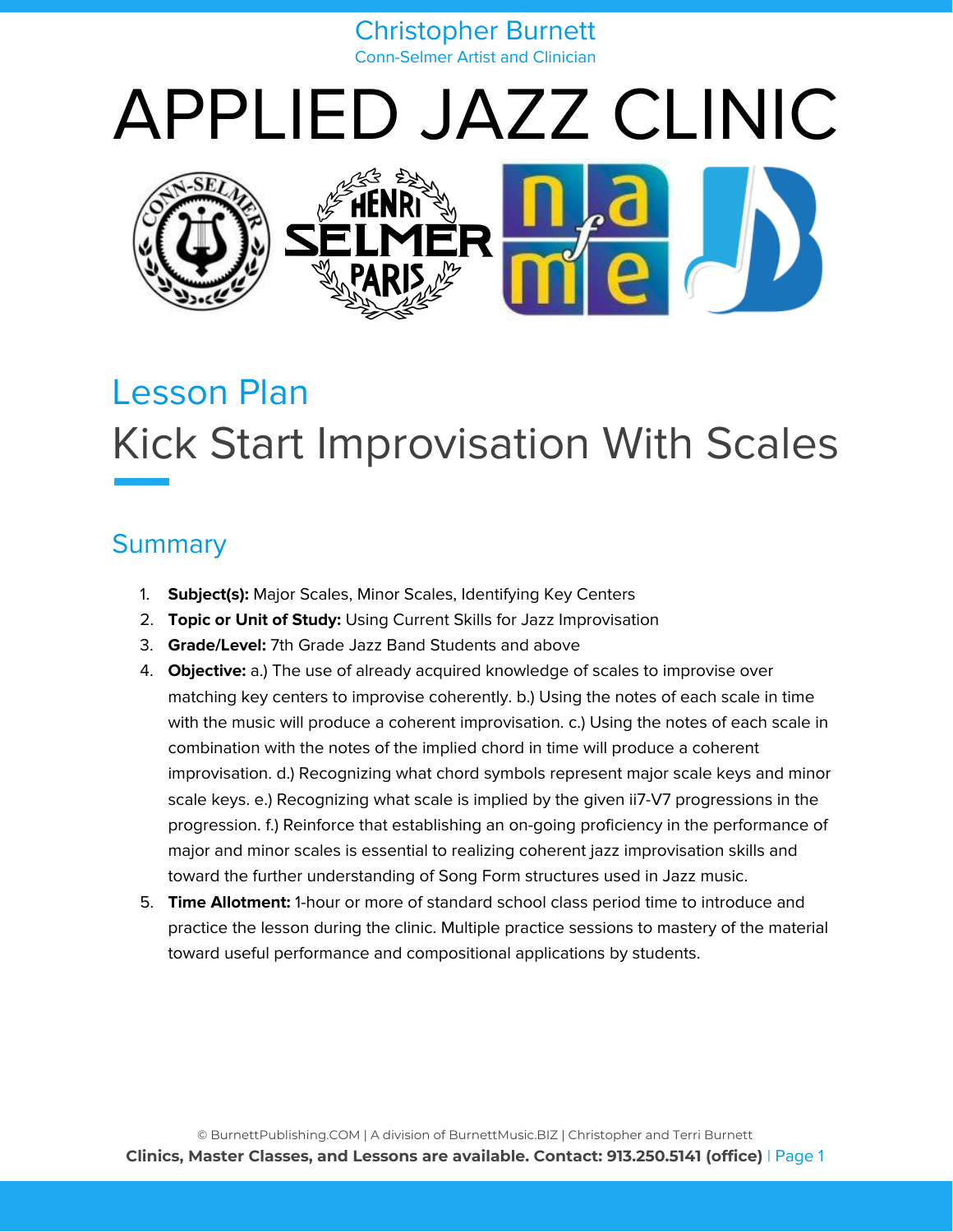Christopher Burnett
Conn-Selmer Artist and Clinician

# APPLIED JAZZ CLINIC

## Lesson Plan

# Kick Start Improvisation With Scales

## Summary

1. **Subject(s):** Major Scales, Minor Scales, Identifying Key Centers
2. **Topic or Unit of Study:** Using Current Skills for Jazz Improvisation
3. **Grade/Level:** 7th Grade Jazz Band Students and above
4. **Objective:** a.) The use of already acquired knowledge of scales to improvise over matching key centers to improvise coherently. b.) Using the notes of each scale in time with the music will produce a coherent improvisation. c.) Using the notes of each scale in combination with the notes of the implied chord in time will produce a coherent improvisation. d.) Recognizing what chord symbols represent major scale keys and minor scale keys. e.) Recognizing what scale is implied by the given ii7-V7 progressions in the progression. f.) Reinforce that establishing an on-going proficiency in the performance of major and minor scales is essential to realizing coherent jazz improvisation skills and toward the further understanding of Song Form structures used in Jazz music.
5. **Time Allotment:** 1-hour or more of standard school class period time to introduce and practice the lesson during the clinic. Multiple practice sessions to mastery of the material toward useful performance and compositional applications by students.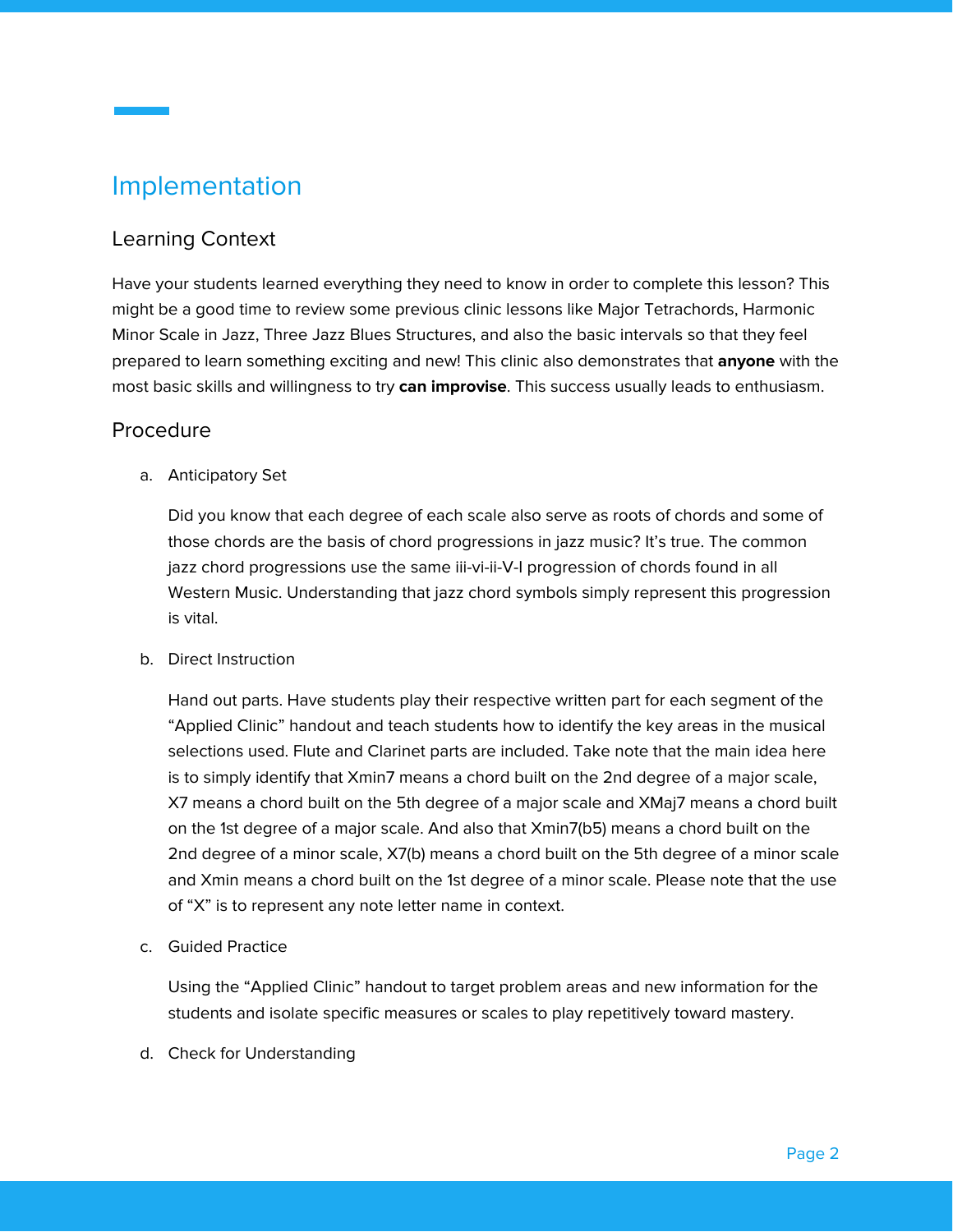# Implementation

## Learning Context

Have your students learned everything they need to know in order to complete this lesson? This might be a good time to review some previous clinic lessons like Major Tetrachords, Harmonic Minor Scale in Jazz, Three Jazz Blues Structures, and also the basic intervals so that they feel prepared to learn something exciting and new! This clinic also demonstrates that **anyone** with the most basic skills and willingness to try **can improvise**. This success usually leads to enthusiasm.

## Procedure

a. Anticipatory Set

   Did you know that each degree of each scale also serve as roots of chords and some of those chords are the basis of chord progressions in jazz music? It's true. The common jazz chord progressions use the same iii-vi-ii-V-I progression of chords found in all Western Music. Understanding that jazz chord symbols simply represent this progression is vital.

b. Direct Instruction

   Hand out parts. Have students play their respective written part for each segment of the "Applied Clinic" handout and teach students how to identify the key areas in the musical selections used. Flute and Clarinet parts are included. Take note that the main idea here is to simply identify that Xmin7 means a chord built on the 2nd degree of a major scale, X7 means a chord built on the 5th degree of a major scale and XMaj7 means a chord built on the 1st degree of a major scale. And also that Xmin7(b5) means a chord built on the 2nd degree of a minor scale, X7(b) means a chord built on the 5th degree of a minor scale and Xmin means a chord built on the 1st degree of a minor scale. Please note that the use of "X" is to represent any note letter name in context.

c. Guided Practice

   Using the "Applied Clinic" handout to target problem areas and new information for the students and isolate specific measures or scales to play repetitively toward mastery.

d. Check for Understanding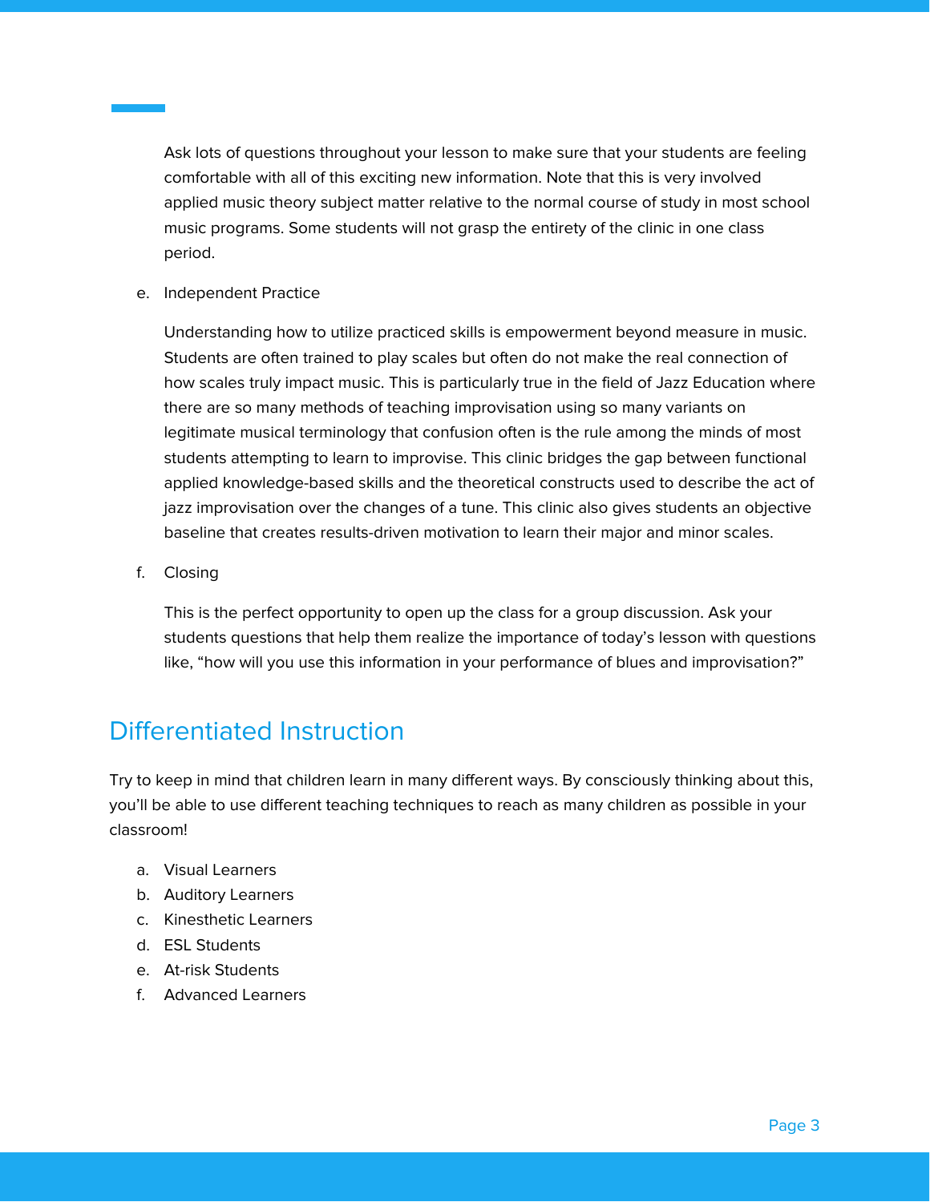Ask lots of questions throughout your lesson to make sure that your students are feeling comfortable with all of this exciting new information. Note that this is very involved applied music theory subject matter relative to the normal course of study in most school music programs. Some students will not grasp the entirety of the clinic in one class period.

e. Independent Practice

Understanding how to utilize practiced skills is empowerment beyond measure in music. Students are often trained to play scales but often do not make the real connection of how scales truly impact music. This is particularly true in the field of Jazz Education where there are so many methods of teaching improvisation using so many variants on legitimate musical terminology that confusion often is the rule among the minds of most students attempting to learn to improvise. This clinic bridges the gap between functional applied knowledge-based skills and the theoretical constructs used to describe the act of jazz improvisation over the changes of a tune. This clinic also gives students an objective baseline that creates results-driven motivation to learn their major and minor scales.

f. Closing

This is the perfect opportunity to open up the class for a group discussion. Ask your students questions that help them realize the importance of today's lesson with questions like, "how will you use this information in your performance of blues and improvisation?"

## Differentiated Instruction

Try to keep in mind that children learn in many different ways. By consciously thinking about this, you'll be able to use different teaching techniques to reach as many children as possible in your classroom!

a. Visual Learners
b. Auditory Learners
c. Kinesthetic Learners
d. ESL Students
e. At-risk Students
f. Advanced Learners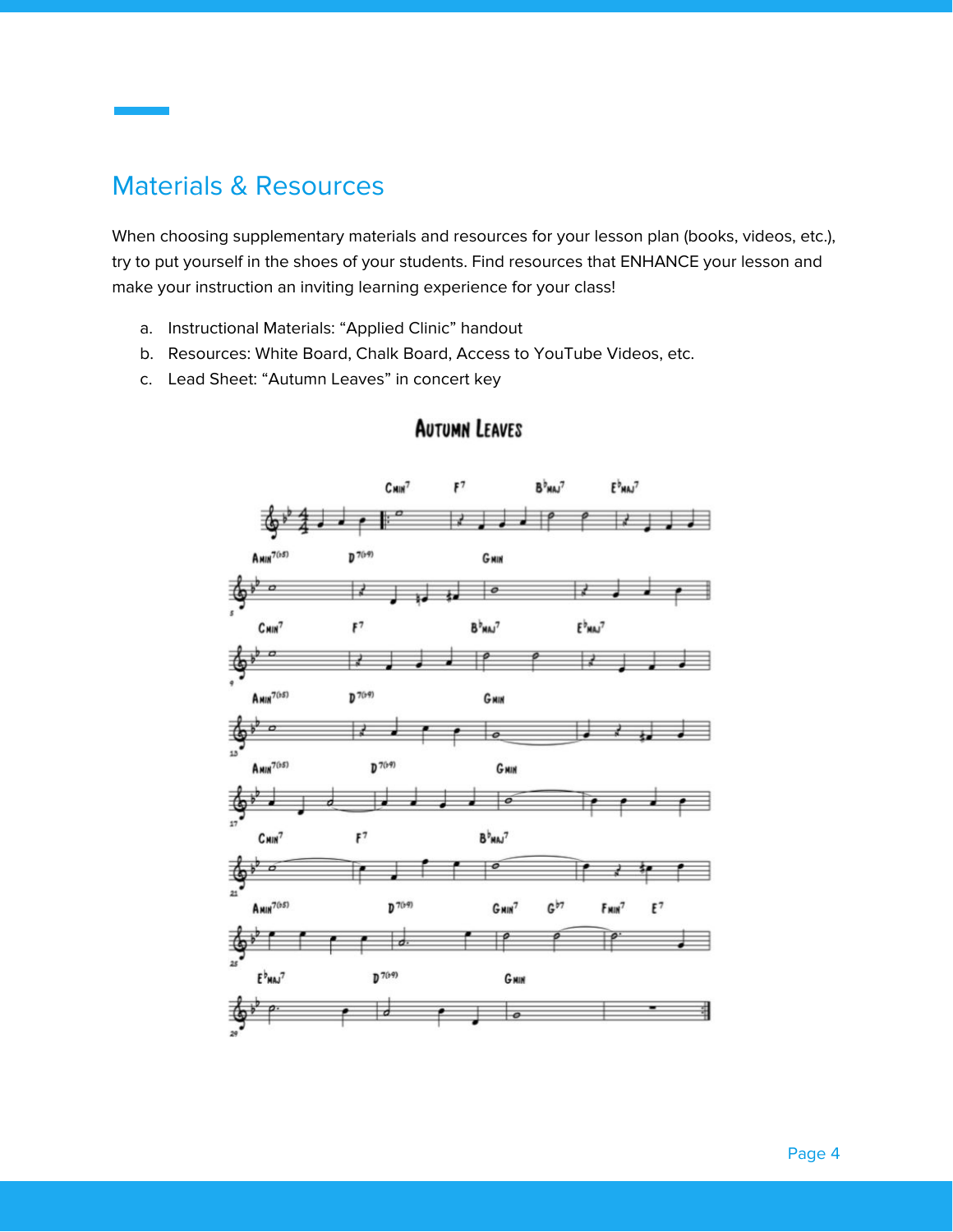## Materials & Resources

When choosing supplementary materials and resources for your lesson plan (books, videos, etc.), try to put yourself in the shoes of your students. Find resources that ENHANCE your lesson and make your instruction an inviting learning experience for your class!

a. Instructional Materials: "Applied Clinic" handout
b. Resources: White Board, Chalk Board, Access to YouTube Videos, etc.
c. Lead Sheet: "Autumn Leaves" in concert key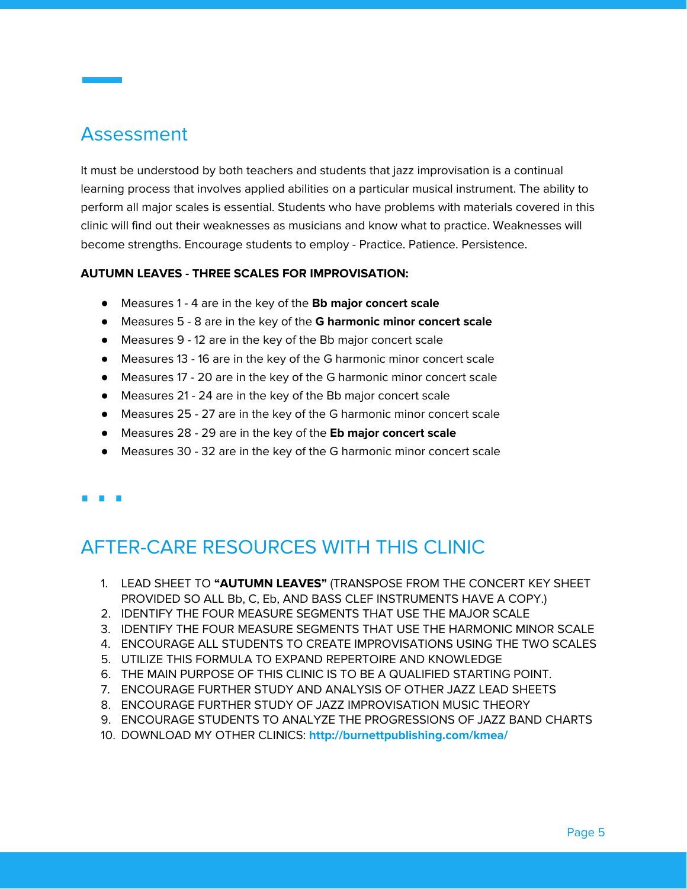## Assessment

It must be understood by both teachers and students that jazz improvisation is a continual learning process that involves applied abilities on a particular musical instrument. The ability to perform all major scales is essential. Students who have problems with materials covered in this clinic will find out their weaknesses as musicians and know what to practice. Weaknesses will become strengths. Encourage students to employ - Practice. Patience. Persistence.

**AUTUMN LEAVES - THREE SCALES FOR IMPROVISATION:**

- Measures 1 - 4 are in the key of the **Bb major concert scale**
- Measures 5 - 8 are in the key of the **G harmonic minor concert scale**
- Measures 9 - 12 are in the key of the Bb major concert scale
- Measures 13 - 16 are in the key of the G harmonic minor concert scale
- Measures 17 - 20 are in the key of the G harmonic minor concert scale
- Measures 21 - 24 are in the key of the Bb major concert scale
- Measures 25 - 27 are in the key of the G harmonic minor concert scale
- Measures 28 - 29 are in the key of the **Eb major concert scale**
- Measures 30 - 32 are in the key of the G harmonic minor concert scale

## AFTER-CARE RESOURCES WITH THIS CLINIC

1. LEAD SHEET TO **"AUTUMN LEAVES"** (TRANSPOSE FROM THE CONCERT KEY SHEET PROVIDED SO ALL Bb, C, Eb, AND BASS CLEF INSTRUMENTS HAVE A COPY.)
2. IDENTIFY THE FOUR MEASURE SEGMENTS THAT USE THE MAJOR SCALE
3. IDENTIFY THE FOUR MEASURE SEGMENTS THAT USE THE HARMONIC MINOR SCALE
4. ENCOURAGE ALL STUDENTS TO CREATE IMPROVISATIONS USING THE TWO SCALES
5. UTILIZE THIS FORMULA TO EXPAND REPERTOIRE AND KNOWLEDGE
6. THE MAIN PURPOSE OF THIS CLINIC IS TO BE A QUALIFIED STARTING POINT.
7. ENCOURAGE FURTHER STUDY AND ANALYSIS OF OTHER JAZZ LEAD SHEETS
8. ENCOURAGE FURTHER STUDY OF JAZZ IMPROVISATION MUSIC THEORY
9. ENCOURAGE STUDENTS TO ANALYZE THE PROGRESSIONS OF JAZZ BAND CHARTS
10. DOWNLOAD MY OTHER CLINICS: **http://burnettpublishing.com/kmea/**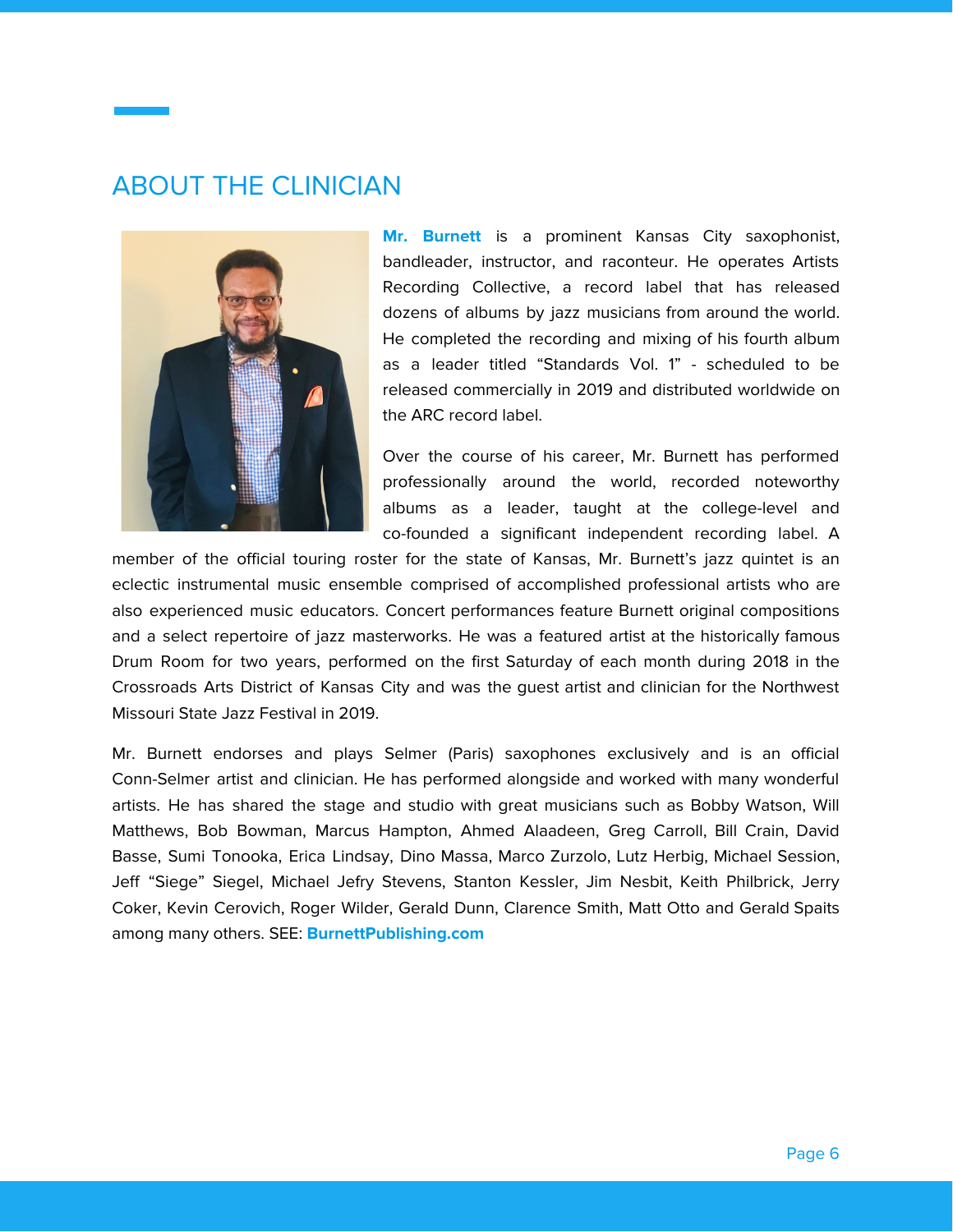## ABOUT THE CLINICIAN

**Mr. Burnett** is a prominent Kansas City saxophonist, bandleader, instructor, and raconteur. He operates Artists Recording Collective, a record label that has released dozens of albums by jazz musicians from around the world. He completed the recording and mixing of his fourth album as a leader titled "Standards Vol. 1" - scheduled to be released commercially in 2019 and distributed worldwide on the ARC record label.

Over the course of his career, Mr. Burnett has performed professionally around the world, recorded noteworthy albums as a leader, taught at the college-level and co-founded a significant independent recording label. A member of the official touring roster for the state of Kansas, Mr. Burnett's jazz quintet is an eclectic instrumental music ensemble comprised of accomplished professional artists who are also experienced music educators. Concert performances feature Burnett original compositions and a select repertoire of jazz masterworks. He was a featured artist at the historically famous Drum Room for two years, performed on the first Saturday of each month during 2018 in the Crossroads Arts District of Kansas City and was the guest artist and clinician for the Northwest Missouri State Jazz Festival in 2019.

Mr. Burnett endorses and plays Selmer (Paris) saxophones exclusively and is an official Conn-Selmer artist and clinician. He has performed alongside and worked with many wonderful artists. He has shared the stage and studio with great musicians such as Bobby Watson, Will Matthews, Bob Bowman, Marcus Hampton, Ahmed Alaadeen, Greg Carroll, Bill Crain, David Basse, Sumi Tonooka, Erica Lindsay, Dino Massa, Marco Zurzolo, Lutz Herbig, Michael Session, Jeff "Siege" Siegel, Michael Jefry Stevens, Stanton Kessler, Jim Nesbit, Keith Philbrick, Jerry Coker, Kevin Cerovich, Roger Wilder, Gerald Dunn, Clarence Smith, Matt Otto and Gerald Spaits among many others. SEE: **BurnettPublishing.com**